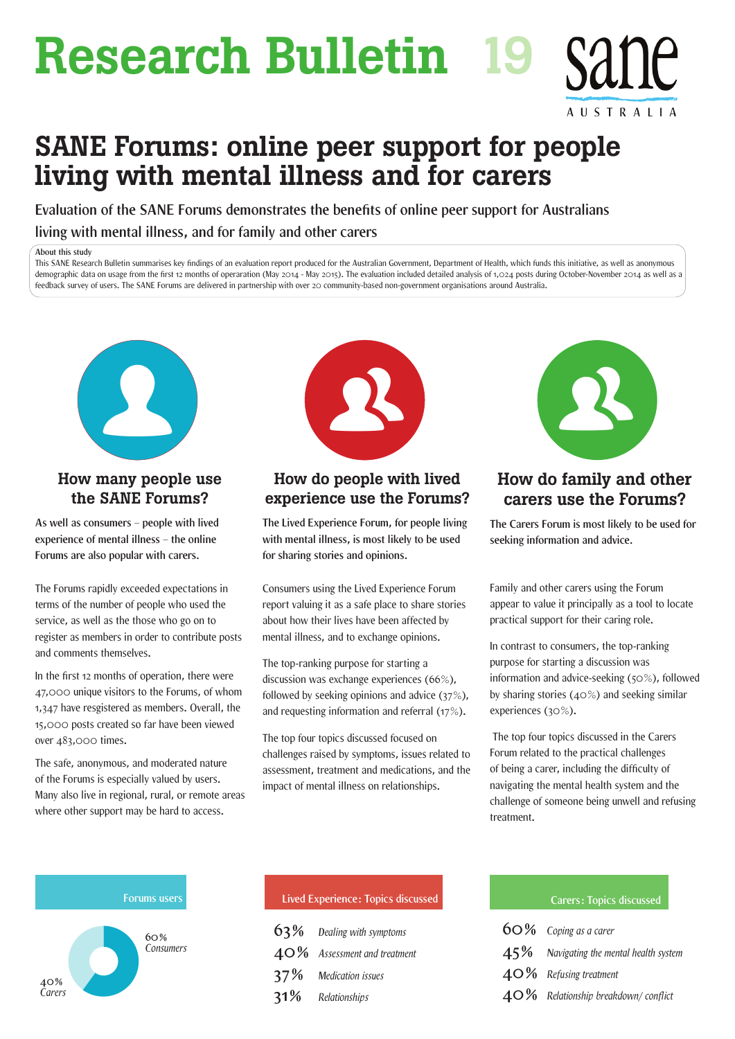# Research Bulletin 19

SANE AUSTRALIA

## SANE Forums: online peer support for people living with mental illness and for carers

Evaluation of the SANE Forums demonstrates the benefits of online peer support for Australians living with mental illness, and for family and other carers

**About this study**

This SANE Research Bulletin summarises key findings of an evaluation report produced for the Australian Government, Department of Health, which funds this initiative, as well as anonymous demographic data on usage from the first 12 months of operaration (May 2014 - May 2015). The evaluation included detailed analysis of 1,024 posts during October-November 2014 as well as a feedback survey of users. The SANE Forums are delivered in partnership with over 20 community-based non-government organisations around Australia.

### How many people use the SANE Forums?

As well as consumers – people with lived experience of mental illness – the online Forums are also popular with carers.

The Forums rapidly exceeded expectations in terms of the number of people who used the service, as well as the those who go on to register as members in order to contribute posts and comments themselves.

In the first 12 months of operation, there were 47,000 unique visitors to the Forums, of whom 1,347 have ressgistered as members. Overall, the 15,000 posts created so far have been viewed over 483,000 times.

The safe, anonymous, and moderated nature of the Forums is especially valued by users. Many also live in regional, rural, or remote areas where other support may be hard to access.

**Forums users**

- 60% *Consumers*
- 40% *Carers*

### How do people with lived experience use the Forums?

The Lived Experience Forum, for people living with mental illness, is most likely to be used for sharing stories and opinions.

Consumers using the Lived Experience Forum report valuing it as a safe place to share stories about how their lives have been affected by mental illness, and to exchange opinions.

The top-ranking purpose for starting a discussion was exchange experiences (66%), followed by seeking opinions and advice (37%), and requesting information and referral (17%).

The top four topics discussed focused on challenges raised by symptoms, issues related to assessment, treatment and medications, and the impact of mental illness on relationships.

**Lived Experience: Topics discussed**

| | |
|---|---|
| 63% | *Dealing with symptoms* |
| 40% | *Assessment and treatment* |
| 37% | *Medication issues* |
| 31% | *Relationships* |

### How do family and other carers use the Forums?

The Carers Forum is most likely to be used for seeking information and advice.

Family and other carers using the Forum appear to value it principally as a tool to locate practical support for their caring role.

In contrast to consumers, the top-ranking purpose for starting a discussion was information and advice-seeking (50%), followed by sharing stories (40%) and seeking similar experiences (30%).

The top four topics discussed in the Carers Forum related to the practical challenges of being a carer, including the difficulty of navigating the mental health system and the challenge of someone being unwell and refusing treatment.

**Carers: Topics discussed**

| | |
|---|---|
| 60% | *Coping as a carer* |
| 45% | *Navigating the mental health system* |
| 40% | *Refusing treatment* |
| 40% | *Relationship breakdown/ conflict* |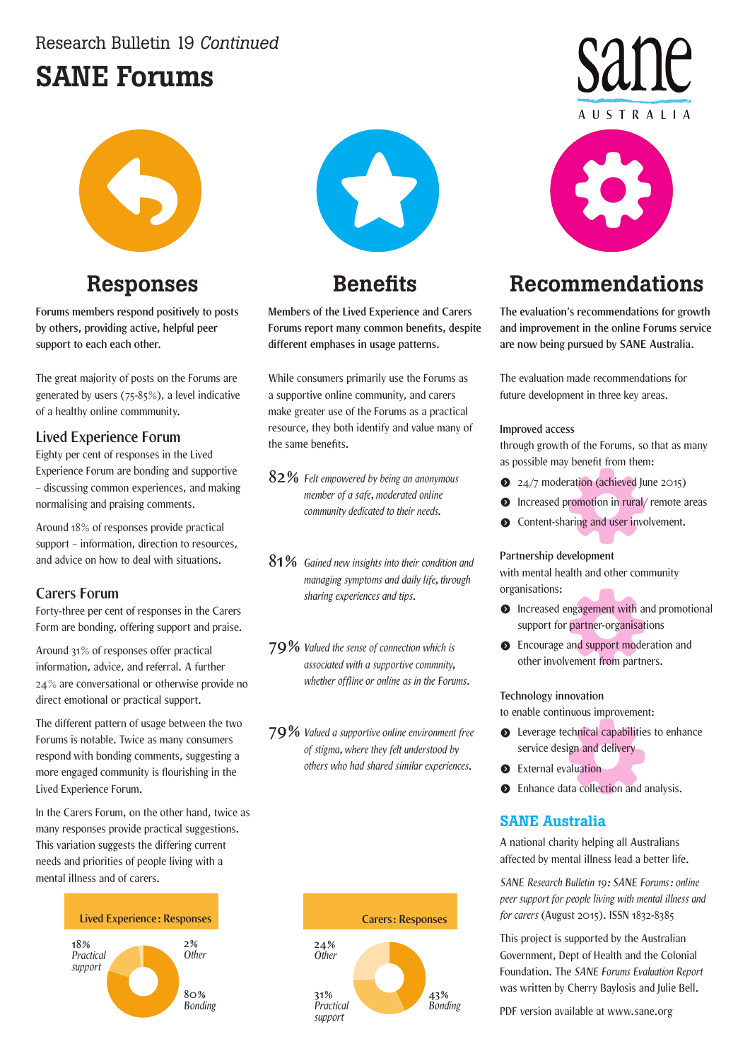Research Bulletin 19 *Continued*

# SANE Forums

## Responses

**Forums members respond positively to posts by others, providing active, helpful peer support to each each other.**

The great majority of posts on the Forums are generated by users (75-85%), a level indicative of a healthy online commmunity.

### Lived Experience Forum

Eighty per cent of responses in the Lived Experience Forum are bonding and supportive – discussing common experiences, and making normalising and praising comments.

Around 18% of responses provide practical support – information, direction to resources, and advice on how to deal with situations.

### Carers Forum

Forty-three per cent of responses in the Carers Form are bonding, offering support and praise.

Around 31% of responses offer practical information, advice, and referral. A further 24% are conversational or otherwise provide no direct emotional or practical support.

The different pattern of usage between the two Forums is notable. Twice as many consumers respond with bonding comments, suggesting a more engaged community is flourishing in the Lived Experience Forum.

In the Carers Forum, on the other hand, twice as many responses provide practical suggestions. This variation suggests the differing current needs and priorities of people living with a mental illness and of carers.

Lived Experience: Responses

18% *Practical support*
2% *Other*
80% *Bonding*

## Benefits

**Members of the Lived Experience and Carers Forums report many common benefits, despite different emphases in usage patterns.**

While consumers primarily use the Forums as a supportive online community, and carers make greater use of the Forums as a practical resource, they both identify and value many of the same benefits.

82% *Felt empowered by being an anonymous member of a safe, moderated online community dedicated to their needs.*

81% *Gained new insights into their condition and managing symptoms and daily life, through sharing experiences and tips.*

79% *Valued the sense of connection which is associated with a supportive commnity, whether offline or online as in the Forums.*

79% *Valued a supportive online environment free of stigma, where they felt understood by others who had shared similar experiences.*

Carers: Responses

24% *Other*
31% *Practical support*
43% *Bonding*

## Recommendations

**The evaluation's recommendations for growth and improvement in the online Forums service are now being pursued by SANE Australia.**

The evaluation made recommendations for future development in three key areas.

Improved access
through growth of the Forums, so that as many as possible may benefit from them:

- 24/7 moderation (achieved June 2015)
- Increased promotion in rural/ remote areas
- Content-sharing and user involvement.

Partnership development
with mental health and other community organisations:

- Increased engagement with and promotional support for partner-organisations
- Encourage and support moderation and other involvement from partners.

Technology innovation
to enable continuous improvement:

- Leverage technical capabilities to enhance service design and delivery
- External evaluation
- Enhance data collection and analysis.

## SANE Australia

A national charity helping all Australians affected by mental illness lead a better life.

*SANE Research Bulletin 19: SANE Forums: online peer support for people living with mental illness and for carers* (August 2015). ISSN 1832-8385

This project is supported by the Australian Government, Dept of Health and the Colonial Foundation. The *SANE Forums Evaluation Report* was written by Cherry Baylosis and Julie Bell.

PDF version available at www.sane.org